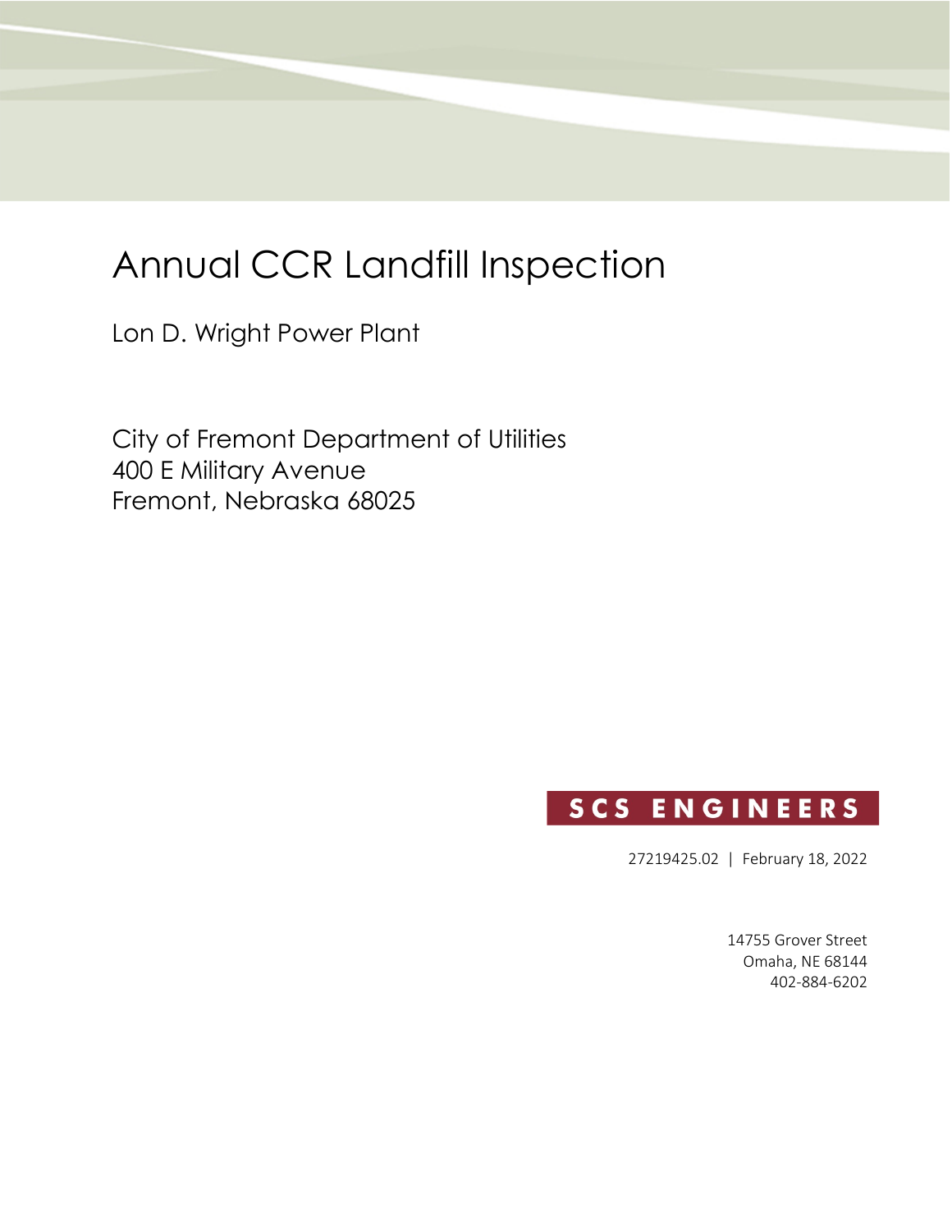# Annual CCR Landfill Inspection

Lon D. Wright Power Plant

City of Fremont Department of Utilities
400 E Military Avenue
Fremont, Nebraska 68025

SCS ENGINEERS

27219425.02 | February 18, 2022

14755 Grover Street
Omaha, NE 68144
402-884-6202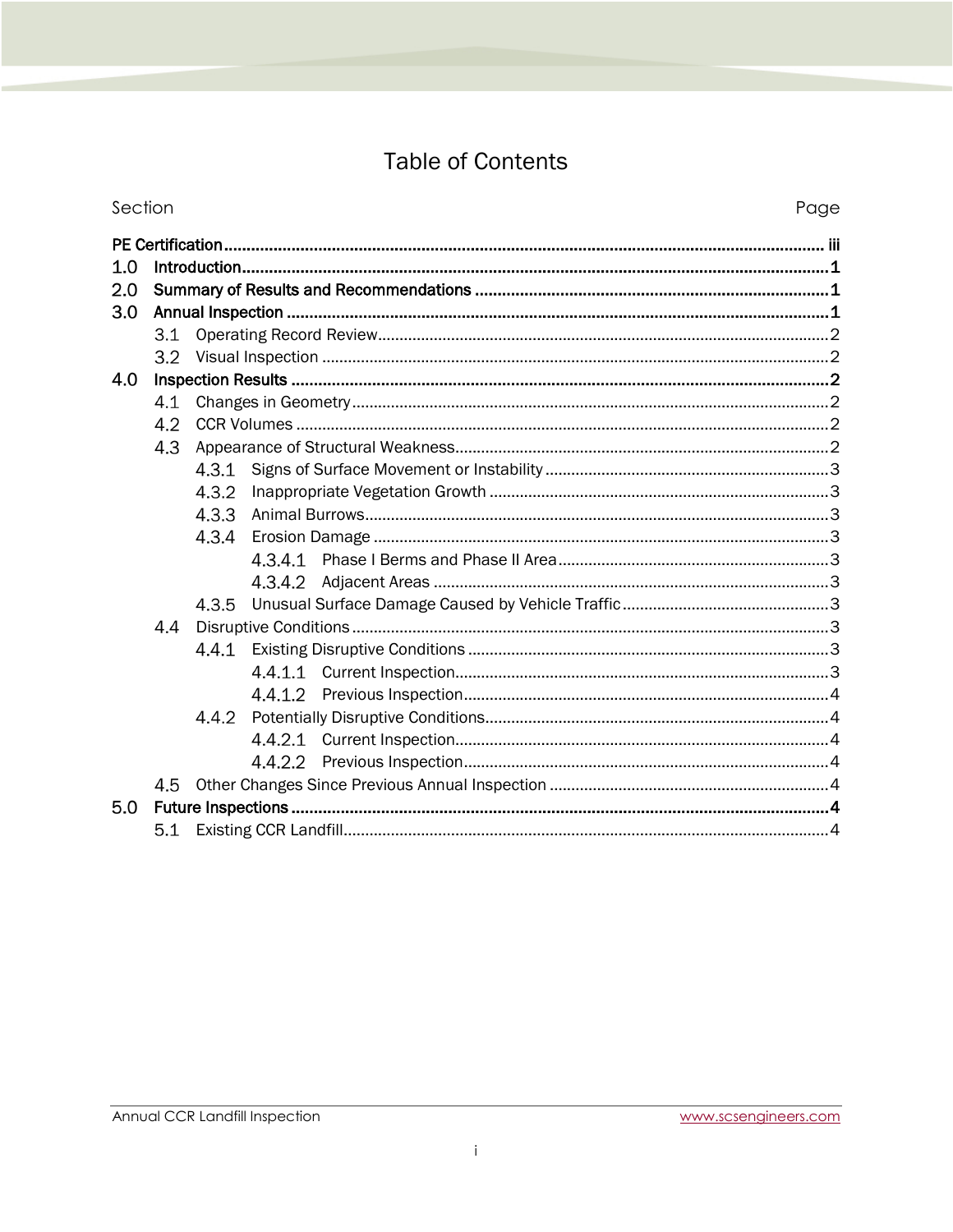# Table of Contents

| Section | | Page |
|---|---|---|
| **PE Certification** | | **iii** |
| **1.0** | **Introduction** | **1** |
| **2.0** | **Summary of Results and Recommendations** | **1** |
| **3.0** | **Annual Inspection** | **1** |
| 3.1 | Operating Record Review | 2 |
| 3.2 | Visual Inspection | 2 |
| **4.0** | **Inspection Results** | **2** |
| 4.1 | Changes in Geometry | 2 |
| 4.2 | CCR Volumes | 2 |
| 4.3 | Appearance of Structural Weakness | 2 |
| 4.3.1 | Signs of Surface Movement or Instability | 3 |
| 4.3.2 | Inappropriate Vegetation Growth | 3 |
| 4.3.3 | Animal Burrows | 3 |
| 4.3.4 | Erosion Damage | 3 |
| 4.3.4.1 | Phase I Berms and Phase II Area | 3 |
| 4.3.4.2 | Adjacent Areas | 3 |
| 4.3.5 | Unusual Surface Damage Caused by Vehicle Traffic | 3 |
| 4.4 | Disruptive Conditions | 3 |
| 4.4.1 | Existing Disruptive Conditions | 3 |
| 4.4.1.1 | Current Inspection | 3 |
| 4.4.1.2 | Previous Inspection | 4 |
| 4.4.2 | Potentially Disruptive Conditions | 4 |
| 4.4.2.1 | Current Inspection | 4 |
| 4.4.2.2 | Previous Inspection | 4 |
| 4.5 | Other Changes Since Previous Annual Inspection | 4 |
| **5.0** | **Future Inspections** | **4** |
| 5.1 | Existing CCR Landfill | 4 |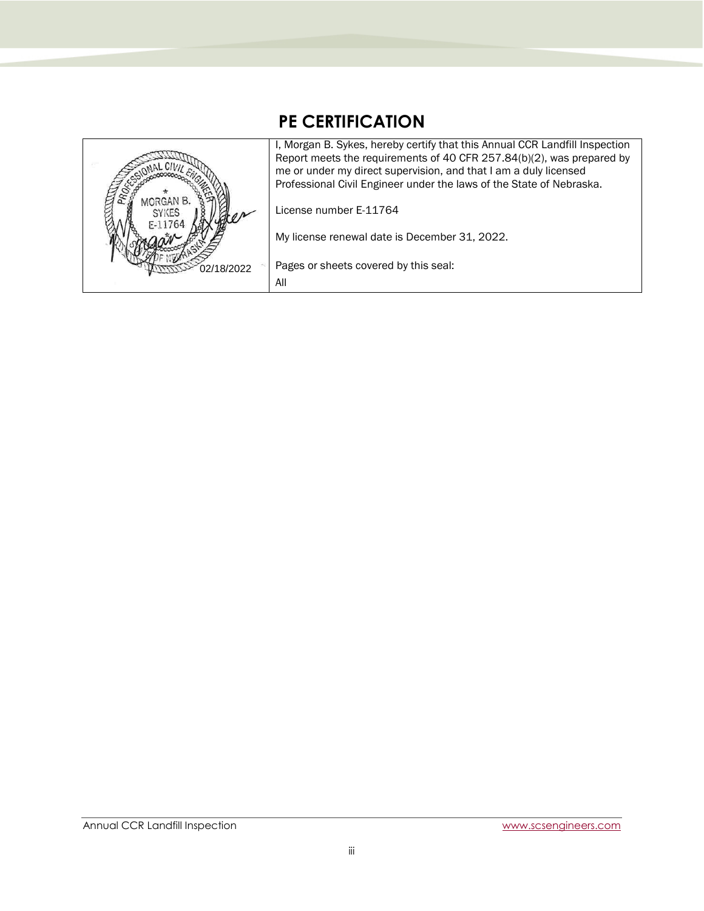# PE CERTIFICATION

| | |
|---|---|
| MORGAN B. SYKES E-11764 PROFESSIONAL CIVIL ENGINEER STATE OF NEBRASKA 02/18/2022 | I, Morgan B. Sykes, hereby certify that this Annual CCR Landfill Inspection Report meets the requirements of 40 CFR 257.84(b)(2), was prepared by me or under my direct supervision, and that I am a duly licensed Professional Civil Engineer under the laws of the State of Nebraska.<br><br>License number E-11764<br><br>My license renewal date is December 31, 2022.<br><br>Pages or sheets covered by this seal:<br>All |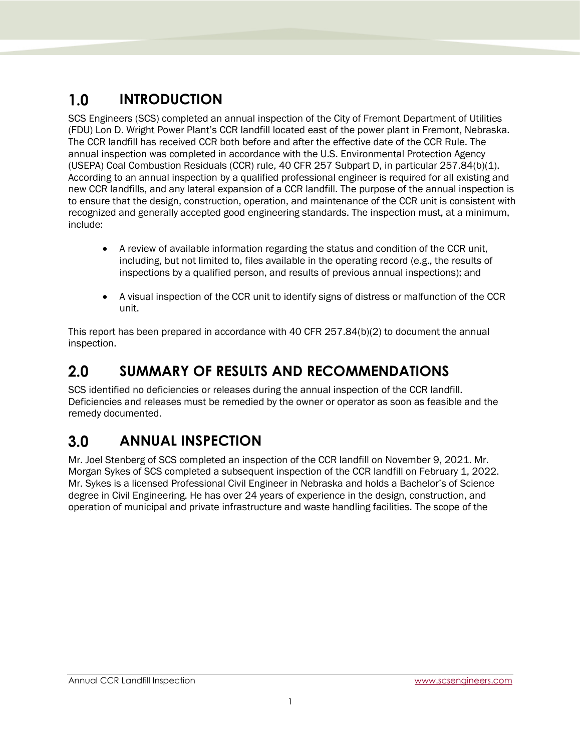# 1.0 INTRODUCTION

SCS Engineers (SCS) completed an annual inspection of the City of Fremont Department of Utilities (FDU) Lon D. Wright Power Plant's CCR landfill located east of the power plant in Fremont, Nebraska. The CCR landfill has received CCR both before and after the effective date of the CCR Rule. The annual inspection was completed in accordance with the U.S. Environmental Protection Agency (USEPA) Coal Combustion Residuals (CCR) rule, 40 CFR 257 Subpart D, in particular 257.84(b)(1). According to an annual inspection by a qualified professional engineer is required for all existing and new CCR landfills, and any lateral expansion of a CCR landfill. The purpose of the annual inspection is to ensure that the design, construction, operation, and maintenance of the CCR unit is consistent with recognized and generally accepted good engineering standards. The inspection must, at a minimum, include:

- A review of available information regarding the status and condition of the CCR unit, including, but not limited to, files available in the operating record (e.g., the results of inspections by a qualified person, and results of previous annual inspections); and
- A visual inspection of the CCR unit to identify signs of distress or malfunction of the CCR unit.

This report has been prepared in accordance with 40 CFR 257.84(b)(2) to document the annual inspection.

# 2.0 SUMMARY OF RESULTS AND RECOMMENDATIONS

SCS identified no deficiencies or releases during the annual inspection of the CCR landfill. Deficiencies and releases must be remedied by the owner or operator as soon as feasible and the remedy documented.

# 3.0 ANNUAL INSPECTION

Mr. Joel Stenberg of SCS completed an inspection of the CCR landfill on November 9, 2021. Mr. Morgan Sykes of SCS completed a subsequent inspection of the CCR landfill on February 1, 2022. Mr. Sykes is a licensed Professional Civil Engineer in Nebraska and holds a Bachelor's of Science degree in Civil Engineering. He has over 24 years of experience in the design, construction, and operation of municipal and private infrastructure and waste handling facilities. The scope of the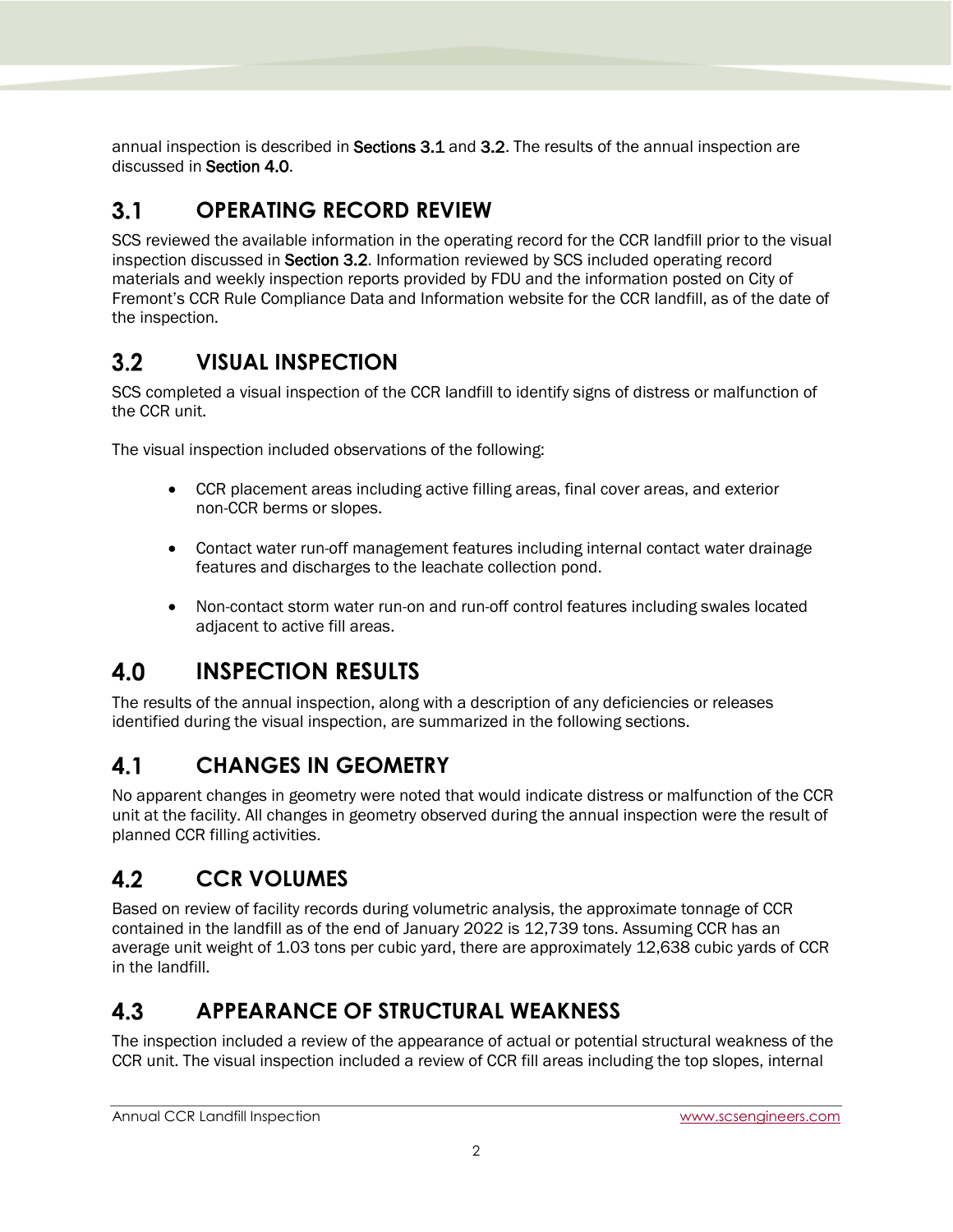annual inspection is described in **Sections 3.1** and **3.2**. The results of the annual inspection are discussed in **Section 4.0**.

## 3.1 OPERATING RECORD REVIEW

SCS reviewed the available information in the operating record for the CCR landfill prior to the visual inspection discussed in **Section 3.2**. Information reviewed by SCS included operating record materials and weekly inspection reports provided by FDU and the information posted on City of Fremont's CCR Rule Compliance Data and Information website for the CCR landfill, as of the date of the inspection.

## 3.2 VISUAL INSPECTION

SCS completed a visual inspection of the CCR landfill to identify signs of distress or malfunction of the CCR unit.

The visual inspection included observations of the following:

- CCR placement areas including active filling areas, final cover areas, and exterior non-CCR berms or slopes.
- Contact water run-off management features including internal contact water drainage features and discharges to the leachate collection pond.
- Non-contact storm water run-on and run-off control features including swales located adjacent to active fill areas.

# 4.0 INSPECTION RESULTS

The results of the annual inspection, along with a description of any deficiencies or releases identified during the visual inspection, are summarized in the following sections.

## 4.1 CHANGES IN GEOMETRY

No apparent changes in geometry were noted that would indicate distress or malfunction of the CCR unit at the facility. All changes in geometry observed during the annual inspection were the result of planned CCR filling activities.

## 4.2 CCR VOLUMES

Based on review of facility records during volumetric analysis, the approximate tonnage of CCR contained in the landfill as of the end of January 2022 is 12,739 tons. Assuming CCR has an average unit weight of 1.03 tons per cubic yard, there are approximately 12,638 cubic yards of CCR in the landfill.

## 4.3 APPEARANCE OF STRUCTURAL WEAKNESS

The inspection included a review of the appearance of actual or potential structural weakness of the CCR unit. The visual inspection included a review of CCR fill areas including the top slopes, internal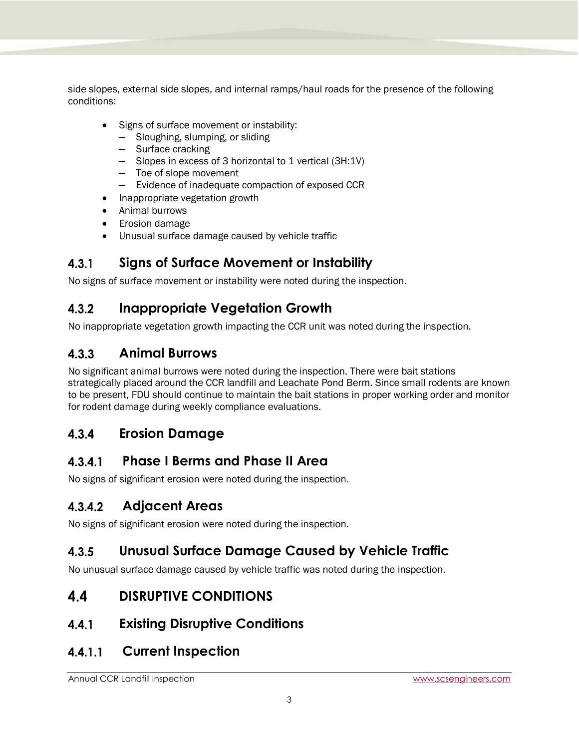side slopes, external side slopes, and internal ramps/haul roads for the presence of the following conditions:

- Signs of surface movement or instability:
  - Sloughing, slumping, or sliding
  - Surface cracking
  - Slopes in excess of 3 horizontal to 1 vertical (3H:1V)
  - Toe of slope movement
  - Evidence of inadequate compaction of exposed CCR
- Inappropriate vegetation growth
- Animal burrows
- Erosion damage
- Unusual surface damage caused by vehicle traffic

### 4.3.1 Signs of Surface Movement or Instability

No signs of surface movement or instability were noted during the inspection.

### 4.3.2 Inappropriate Vegetation Growth

No inappropriate vegetation growth impacting the CCR unit was noted during the inspection.

### 4.3.3 Animal Burrows

No significant animal burrows were noted during the inspection. There were bait stations strategically placed around the CCR landfill and Leachate Pond Berm. Since small rodents are known to be present, FDU should continue to maintain the bait stations in proper working order and monitor for rodent damage during weekly compliance evaluations.

### 4.3.4 Erosion Damage

#### 4.3.4.1 Phase I Berms and Phase II Area

No signs of significant erosion were noted during the inspection.

#### 4.3.4.2 Adjacent Areas

No signs of significant erosion were noted during the inspection.

### 4.3.5 Unusual Surface Damage Caused by Vehicle Traffic

No unusual surface damage caused by vehicle traffic was noted during the inspection.

## 4.4 DISRUPTIVE CONDITIONS

### 4.4.1 Existing Disruptive Conditions

#### 4.4.1.1 Current Inspection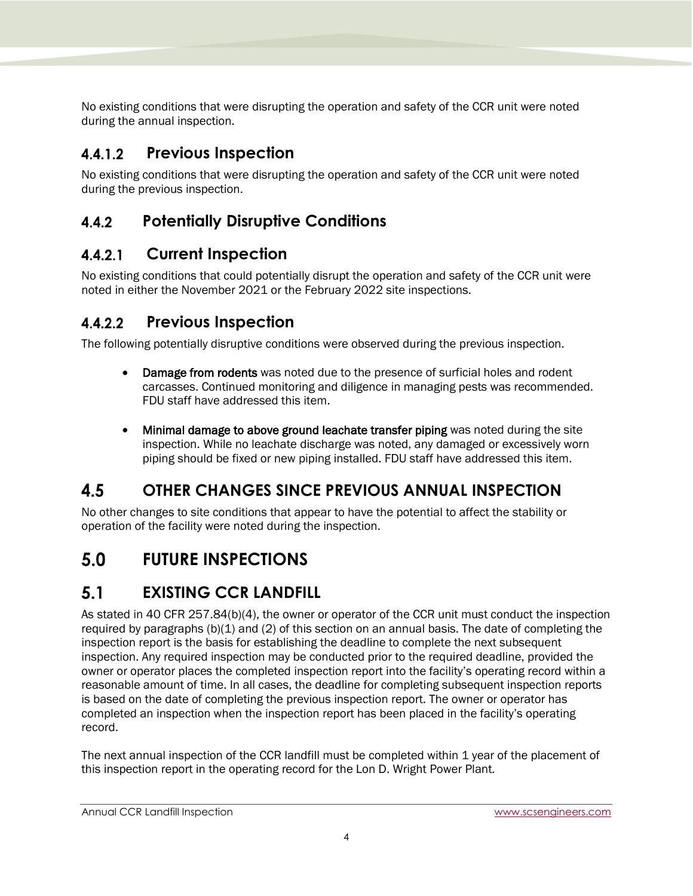No existing conditions that were disrupting the operation and safety of the CCR unit were noted during the annual inspection.

#### 4.4.1.2 Previous Inspection

No existing conditions that were disrupting the operation and safety of the CCR unit were noted during the previous inspection.

### 4.4.2 Potentially Disruptive Conditions

#### 4.4.2.1 Current Inspection

No existing conditions that could potentially disrupt the operation and safety of the CCR unit were noted in either the November 2021 or the February 2022 site inspections.

#### 4.4.2.2 Previous Inspection

The following potentially disruptive conditions were observed during the previous inspection.

- **Damage from rodents** was noted due to the presence of surficial holes and rodent carcasses. Continued monitoring and diligence in managing pests was recommended. FDU staff have addressed this item.
- **Minimal damage to above ground leachate transfer piping** was noted during the site inspection. While no leachate discharge was noted, any damaged or excessively worn piping should be fixed or new piping installed. FDU staff have addressed this item.

## 4.5 OTHER CHANGES SINCE PREVIOUS ANNUAL INSPECTION

No other changes to site conditions that appear to have the potential to affect the stability or operation of the facility were noted during the inspection.

# 5.0 FUTURE INSPECTIONS

## 5.1 EXISTING CCR LANDFILL

As stated in 40 CFR 257.84(b)(4), the owner or operator of the CCR unit must conduct the inspection required by paragraphs (b)(1) and (2) of this section on an annual basis. The date of completing the inspection report is the basis for establishing the deadline to complete the next subsequent inspection. Any required inspection may be conducted prior to the required deadline, provided the owner or operator places the completed inspection report into the facility's operating record within a reasonable amount of time. In all cases, the deadline for completing subsequent inspection reports is based on the date of completing the previous inspection report. The owner or operator has completed an inspection when the inspection report has been placed in the facility's operating record.

The next annual inspection of the CCR landfill must be completed within 1 year of the placement of this inspection report in the operating record for the Lon D. Wright Power Plant.